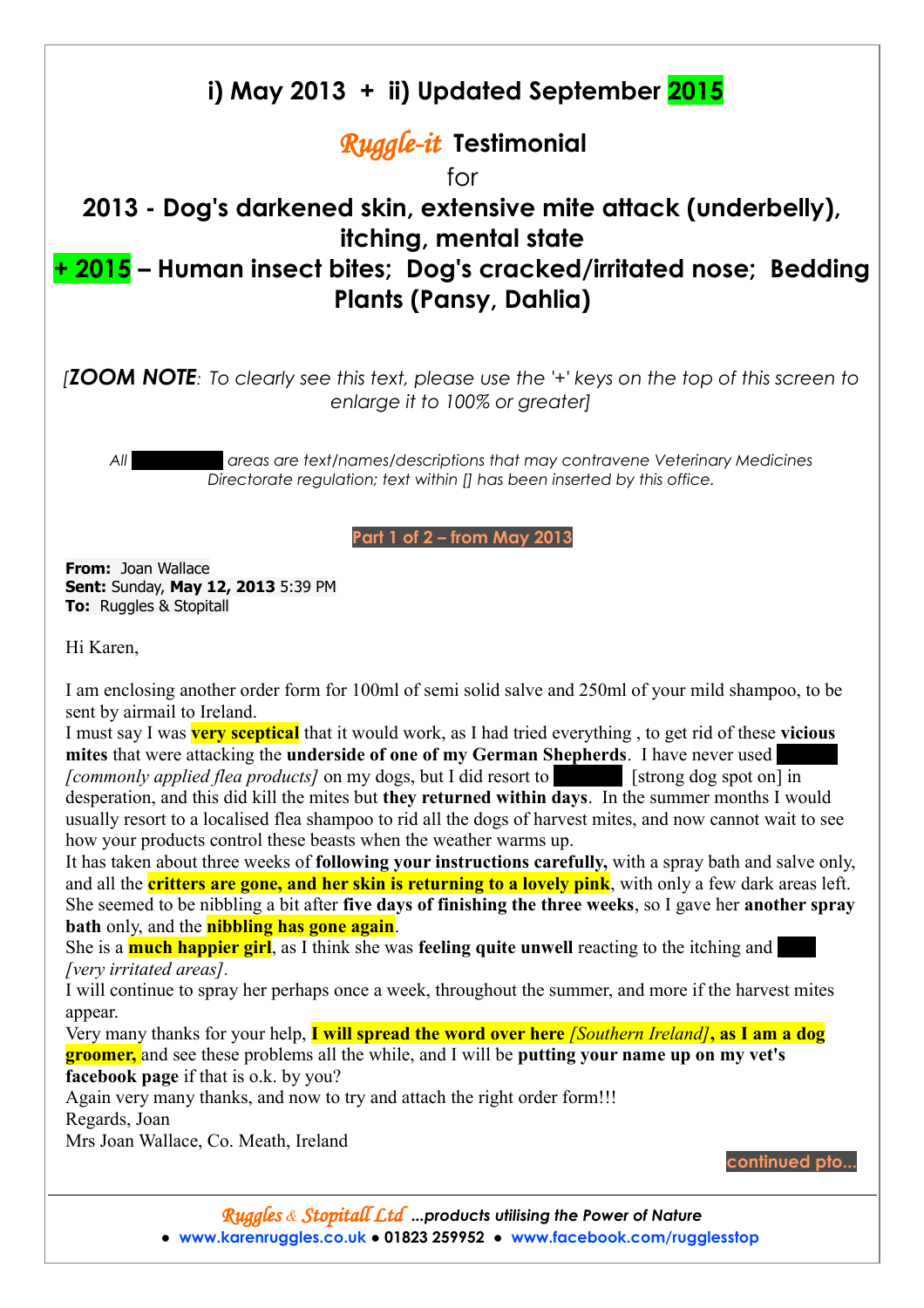# i) May 2013 + ii) Updated September 2015

## *Ruggle-it* Testimonial

for

## 2013 - Dog's darkened skin, extensive mite attack (underbelly), itching, mental state

## + 2015 – Human insect bites; Dog's cracked/irritated nose; Bedding Plants (Pansy, Dahlia)

*[**ZOOM NOTE**: To clearly see this text, please use the '+' keys on the top of this screen to enlarge it to 100% or greater]*

*All ████████ areas are text/names/descriptions that may contravene Veterinary Medicines Directorate regulation; text within [] has been inserted by this office.*

**Part 1 of 2 – from May 2013**

**From:** Joan Wallace
**Sent:** Sunday, **May 12, 2013** 5:39 PM
**To:** Ruggles & Stopitall

Hi Karen,

I am enclosing another order form for 100ml of semi solid salve and 250ml of your mild shampoo, to be sent by airmail to Ireland.
I must say I was **very sceptical** that it would work, as I had tried everything , to get rid of these **vicious mites** that were attacking the **underside of one of my German Shepherds**. I have never used ████ *[commonly applied flea products]* on my dogs, but I did resort to ████ [strong dog spot on] in desperation, and this did kill the mites but **they returned within days**. In the summer months I would usually resort to a localised flea shampoo to rid all the dogs of harvest mites, and now cannot wait to see how your products control these beasts when the weather warms up.
It has taken about three weeks of **following your instructions carefully,** with a spray bath and salve only, and all the **critters are gone, and her skin is returning to a lovely pink**, with only a few dark areas left. She seemed to be nibbling a bit after **five days of finishing the three weeks**, so I gave her **another spray bath** only, and the **nibbling has gone again**.
She is a **much happier girl**, as I think she was **feeling quite unwell** reacting to the itching and ████ *[very irritated areas]*.
I will continue to spray her perhaps once a week, throughout the summer, and more if the harvest mites appear.
Very many thanks for your help, **I will spread the word over here** *[Southern Ireland]*, **as I am a dog groomer,** and see these problems all the while, and I will be **putting your name up on my vet's facebook page** if that is o.k. by you?
Again very many thanks, and now to try and attach the right order form!!!
Regards, Joan
Mrs Joan Wallace, Co. Meath, Ireland

continued pto...

*Ruggles & Stopitall Ltd* ...*products utilising the Power of Nature*
● www.karenruggles.co.uk ● 01823 259952 ● www.facebook.com/rugglesstop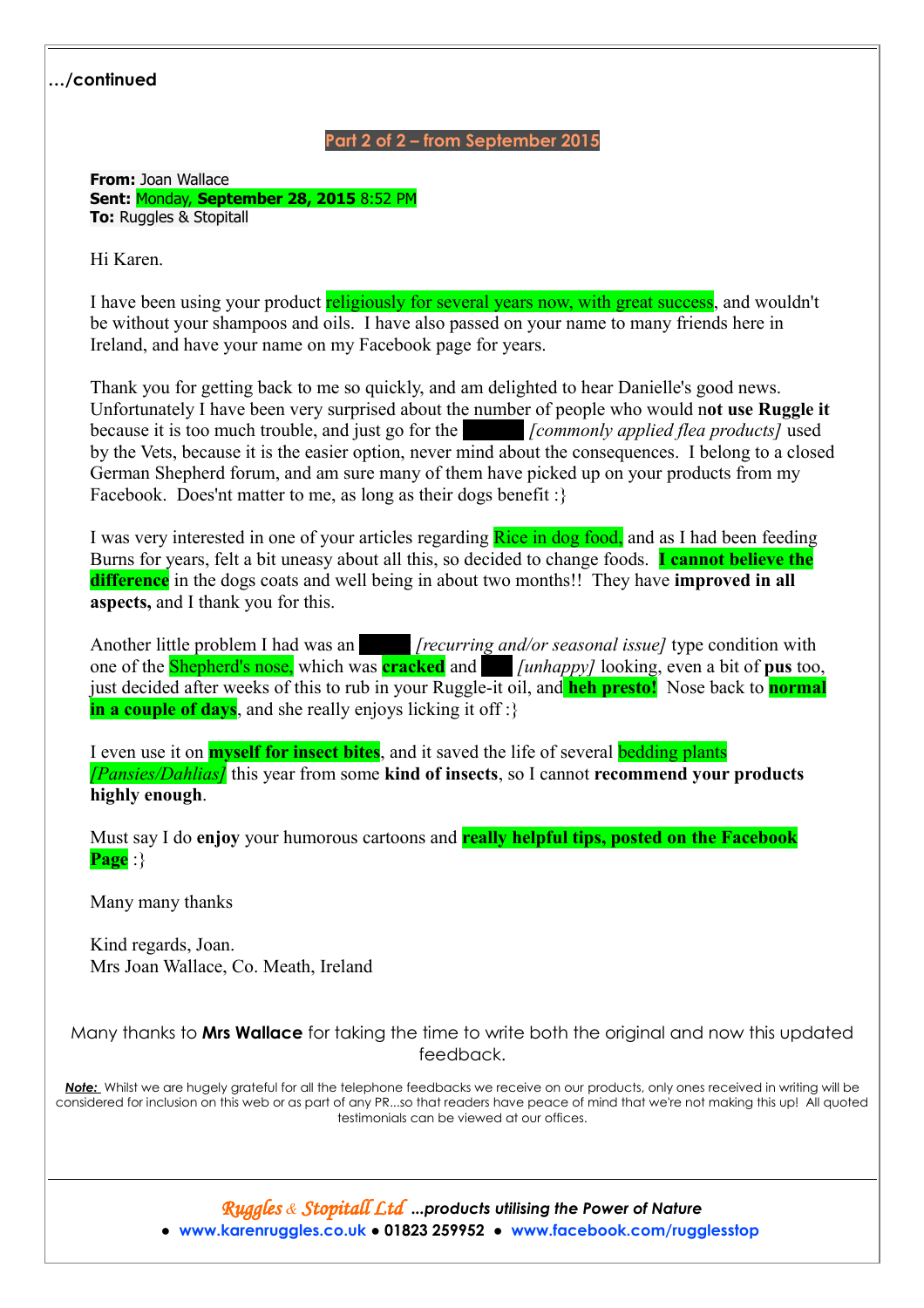.../continued

**Part 2 of 2 – from September 2015**

**From:** Joan Wallace
**Sent:** Monday, **September 28, 2015** 8:52 PM
**To:** Ruggles & Stopitall

Hi Karen.

I have been using your product religiously for several years now, with great success, and wouldn't be without your shampoos and oils. I have also passed on your name to many friends here in Ireland, and have your name on my Facebook page for years.

Thank you for getting back to me so quickly, and am delighted to hear Danielle's good news. Unfortunately I have been very surprised about the number of people who would n**ot use Ruggle it** because it is too much trouble, and just go for the *[commonly applied flea products]* used by the Vets, because it is the easier option, never mind about the consequences. I belong to a closed German Shepherd forum, and am sure many of them have picked up on your products from my Facebook. Does'nt matter to me, as long as their dogs benefit :}

I was very interested in one of your articles regarding Rice in dog food, and as I had been feeding Burns for years, felt a bit uneasy about all this, so decided to change foods. **I cannot believe the difference** in the dogs coats and well being in about two months!! They have **improved in all aspects,** and I thank you for this.

Another little problem I had was an *[recurring and/or seasonal issue]* type condition with one of the Shepherd's nose, which was **cracked** and *[unhappy]* looking, even a bit of **pus** too, just decided after weeks of this to rub in your Ruggle-it oil, and **heh presto!** Nose back to **normal in a couple of days**, and she really enjoys licking it off :}

I even use it on **myself for insect bites**, and it saved the life of several bedding plants *[Pansies/Dahlias]* this year from some **kind of insects**, so I cannot **recommend your products highly enough**.

Must say I do **enjoy** your humorous cartoons and **really helpful tips, posted on the Facebook Page** :}

Many many thanks

Kind regards, Joan.
Mrs Joan Wallace, Co. Meath, Ireland

Many thanks to **Mrs Wallace** for taking the time to write both the original and now this updated feedback.

***Note:*** Whilst we are hugely grateful for all the telephone feedbacks we receive on our products, only ones received in writing will be considered for inclusion on this web or as part of any PR...so that readers have peace of mind that we're not making this up! All quoted testimonials can be viewed at our offices.

*Ruggles & Stopitall Ltd* ***...products utilising the Power of Nature***
● www.karenruggles.co.uk ● 01823 259952 ● www.facebook.com/rugglesstop